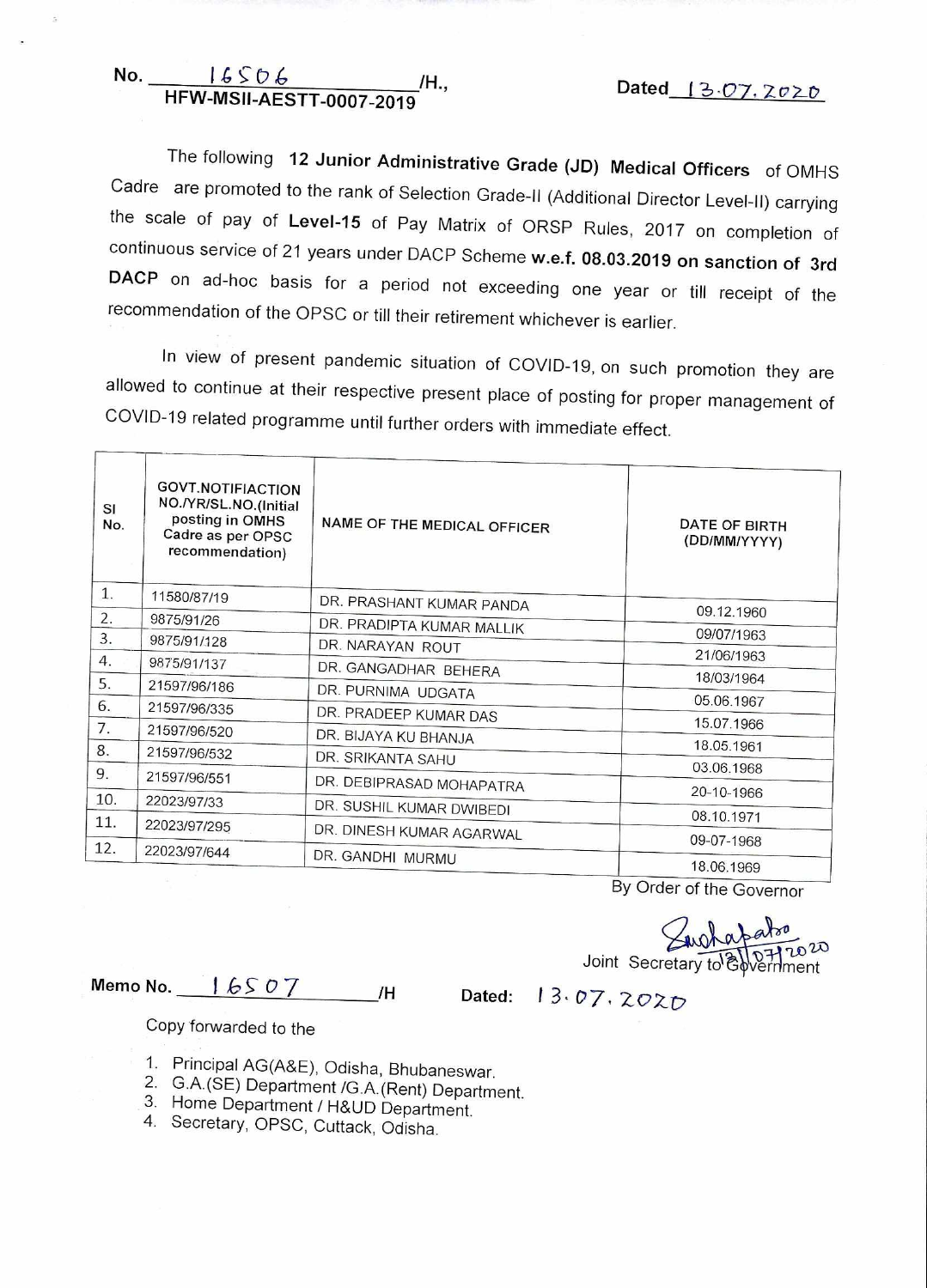No. 16506/H.,
HFW-MSII-AESTT-0007-2019

Dated 13.07.2020

The following **12 Junior Administrative Grade (JD) Medical Officers** of OMHS Cadre are promoted to the rank of Selection Grade-II (Additional Director Level-II) carrying the scale of pay of **Level-15** of Pay Matrix of ORSP Rules, 2017 on completion of continuous service of 21 years under DACP Scheme **w.e.f. 08.03.2019 on sanction of 3rd DACP** on ad-hoc basis for a period not exceeding one year or till receipt of the recommendation of the OPSC or till their retirement whichever is earlier.

In view of present pandemic situation of COVID-19, on such promotion they are allowed to continue at their respective present place of posting for proper management of COVID-19 related programme until further orders with immediate effect.

| Sl No. | GOVT.NOTIFIACTION NO./YR/SL.NO.(Initial posting in OMHS Cadre as per OPSC recommendation) | NAME OF THE MEDICAL OFFICER | DATE OF BIRTH (DD/MM/YYYY) |
|---|---|---|---|
| 1. | 11580/87/19 | DR. PRASHANT KUMAR PANDA | 09.12.1960 |
| 2. | 9875/91/26 | DR. PRADIPTA KUMAR MALLIK | 09/07/1963 |
| 3. | 9875/91/128 | DR. NARAYAN ROUT | 21/06/1963 |
| 4. | 9875/91/137 | DR. GANGADHAR BEHERA | 18/03/1964 |
| 5. | 21597/96/186 | DR. PURNIMA UDGATA | 05.06.1967 |
| 6. | 21597/96/335 | DR. PRADEEP KUMAR DAS | 15.07.1966 |
| 7. | 21597/96/520 | DR. BIJAYA KU BHANJA | 18.05.1961 |
| 8. | 21597/96/532 | DR. SRIKANTA SAHU | 03.06.1968 |
| 9. | 21597/96/551 | DR. DEBIPRASAD MOHAPATRA | 20-10-1966 |
| 10. | 22023/97/33 | DR. SUSHIL KUMAR DWIBEDI | 08.10.1971 |
| 11. | 22023/97/295 | DR. DINESH KUMAR AGARWAL | 09-07-1968 |
| 12. | 22023/97/644 | DR. GANDHI MURMU | 18.06.1969 |

By Order of the Governor

Joint Secretary to Government

13/07/2020

Memo No. 16507/H Dated: 13.07.2020

Copy forwarded to the

1. Principal AG(A&E), Odisha, Bhubaneswar.
2. G.A.(SE) Department /G.A.(Rent) Department.
3. Home Department / H&UD Department.
4. Secretary, OPSC, Cuttack, Odisha.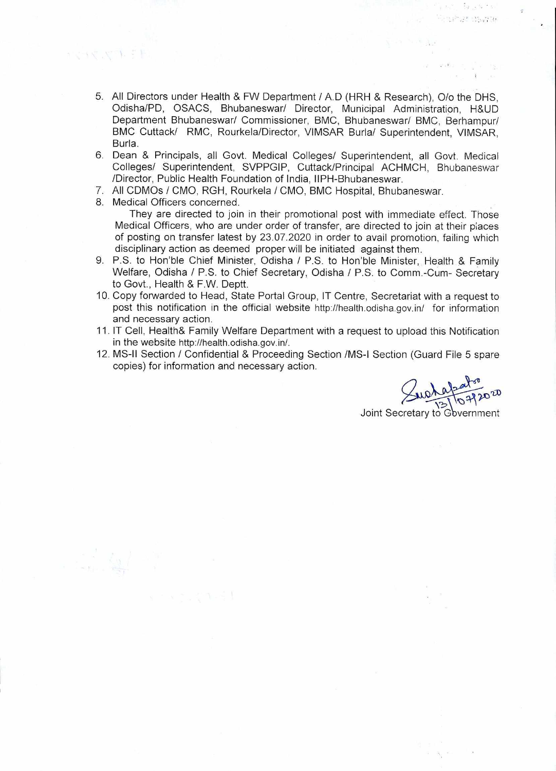5. All Directors under Health & FW Department / A.D (HRH & Research), O/o the DHS, Odisha/PD, OSACS, Bhubaneswar/ Director, Municipal Administration, H&UD Department Bhubaneswar/ Commissioner, BMC, Bhubaneswar/ BMC, Berhampur/ BMC Cuttack/ RMC, Rourkela/Director, VIMSAR Burla/ Superintendent, VIMSAR, Burla.
6. Dean & Principals, all Govt. Medical Colleges/ Superintendent, all Govt. Medical Colleges/ Superintendent, SVPPGIP, Cuttack/Principal ACHMCH, Bhubaneswar /Director, Public Health Foundation of India, IIPH-Bhubaneswar.
7. All CDMOs / CMO, RGH, Rourkela / CMO, BMC Hospital, Bhubaneswar.
8. Medical Officers concerned.

   They are directed to join in their promotional post with immediate effect. Those Medical Officers, who are under order of transfer, are directed to join at their places of posting on transfer latest by 23.07.2020 in order to avail promotion, failing which disciplinary action as deemed proper will be initiated against them.
9. P.S. to Hon'ble Chief Minister, Odisha / P.S. to Hon'ble Minister, Health & Family Welfare, Odisha / P.S. to Chief Secretary, Odisha / P.S. to Comm.-Cum- Secretary to Govt., Health & F.W. Deptt.
10. Copy forwarded to Head, State Portal Group, IT Centre, Secretariat with a request to post this notification in the official website http://health.odisha.gov.in/ for information and necessary action.
11. IT Cell, Health& Family Welfare Department with a request to upload this Notification in the website http://health.odisha.gov.in/.
12. MS-II Section / Confidential & Proceeding Section /MS-I Section (Guard File 5 spare copies) for information and necessary action.

Suchapatro 13/07/2020

Joint Secretary to Government